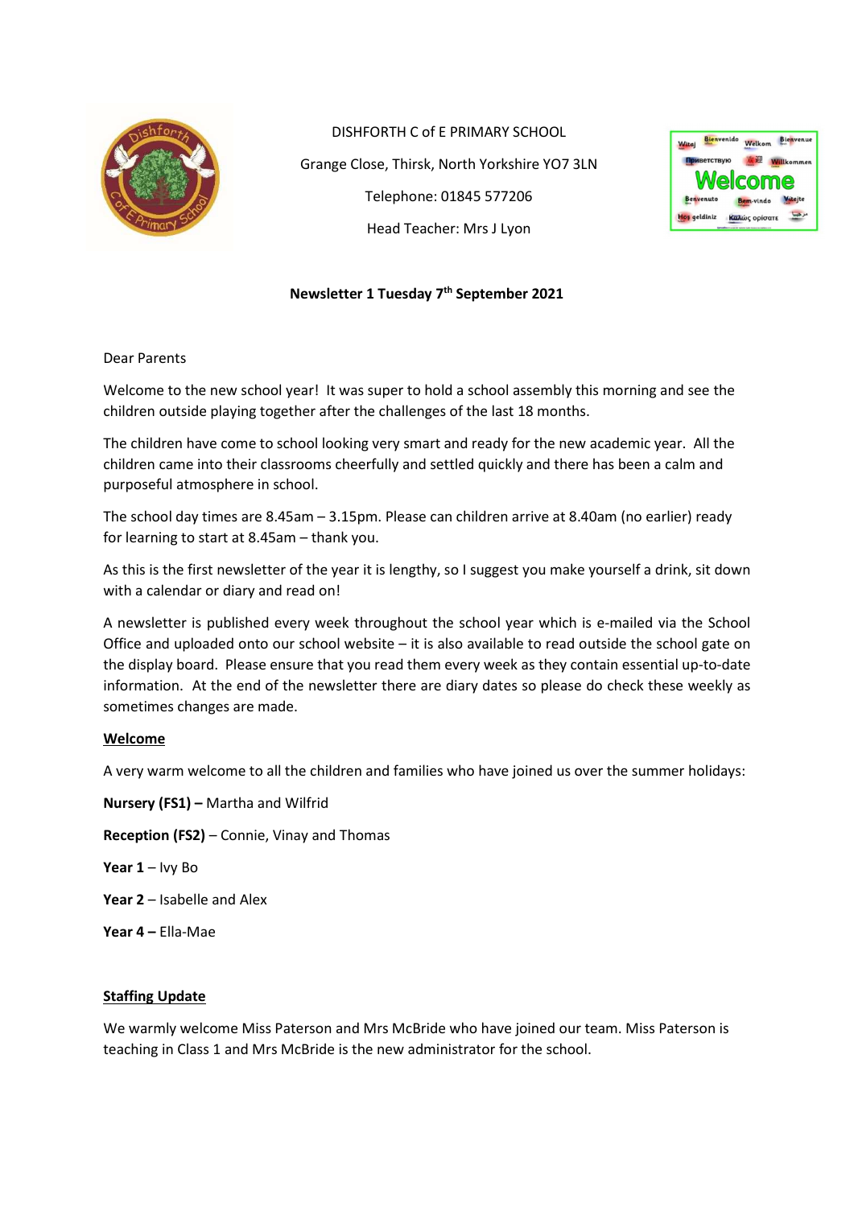DISHFORTH C of E PRIMARY SCHOOL

Grange Close, Thirsk, North Yorkshire YO7 3LN

Telephone: 01845 577206

Head Teacher: Mrs J Lyon

**Newsletter 1 Tuesday 7th September 2021**

Dear Parents

Welcome to the new school year! It was super to hold a school assembly this morning and see the children outside playing together after the challenges of the last 18 months.

The children have come to school looking very smart and ready for the new academic year. All the children came into their classrooms cheerfully and settled quickly and there has been a calm and purposeful atmosphere in school.

The school day times are 8.45am – 3.15pm. Please can children arrive at 8.40am (no earlier) ready for learning to start at 8.45am – thank you.

As this is the first newsletter of the year it is lengthy, so I suggest you make yourself a drink, sit down with a calendar or diary and read on!

A newsletter is published every week throughout the school year which is e-mailed via the School Office and uploaded onto our school website – it is also available to read outside the school gate on the display board. Please ensure that you read them every week as they contain essential up-to-date information. At the end of the newsletter there are diary dates so please do check these weekly as sometimes changes are made.

## Welcome

A very warm welcome to all the children and families who have joined us over the summer holidays:

**Nursery (FS1) –** Martha and Wilfrid

**Reception (FS2)** – Connie, Vinay and Thomas

**Year 1** – Ivy Bo

**Year 2** – Isabelle and Alex

**Year 4 –** Ella-Mae

## Staffing Update

We warmly welcome Miss Paterson and Mrs McBride who have joined our team. Miss Paterson is teaching in Class 1 and Mrs McBride is the new administrator for the school.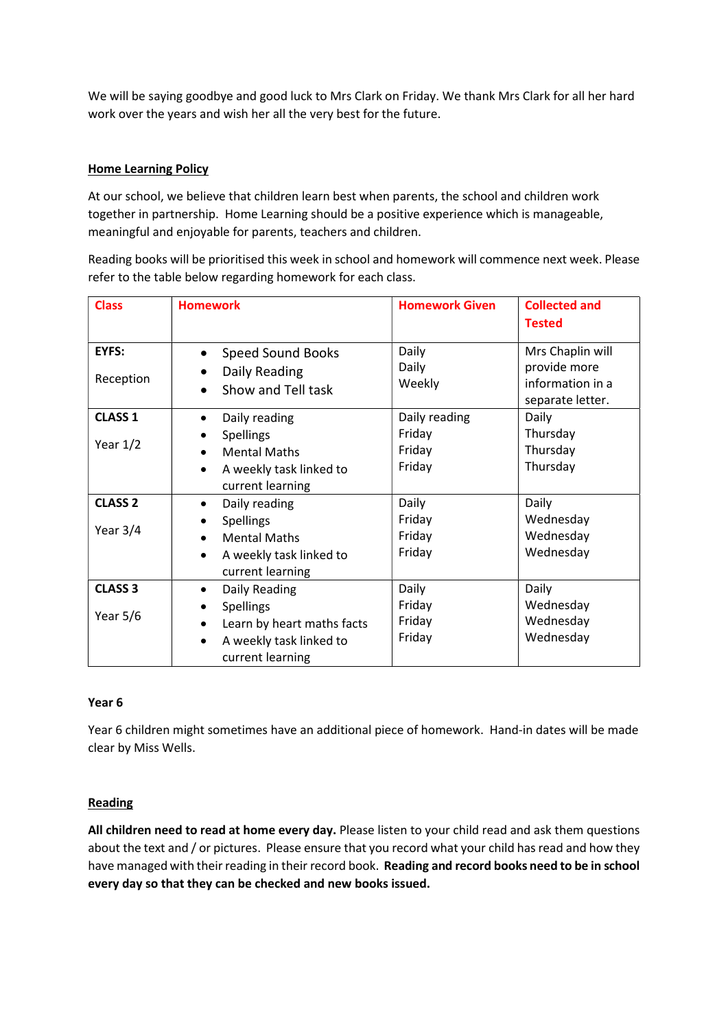We will be saying goodbye and good luck to Mrs Clark on Friday. We thank Mrs Clark for all her hard work over the years and wish her all the very best for the future.

**Home Learning Policy**

At our school, we believe that children learn best when parents, the school and children work together in partnership. Home Learning should be a positive experience which is manageable, meaningful and enjoyable for parents, teachers and children.

Reading books will be prioritised this week in school and homework will commence next week. Please refer to the table below regarding homework for each class.

| Class | Homework | Homework Given | Collected and Tested |
| --- | --- | --- | --- |
| **EYFS:**<br><br>Reception | • Speed Sound Books<br>• Daily Reading<br>• Show and Tell task | Daily<br>Daily<br>Weekly | Mrs Chaplin will provide more information in a separate letter. |
| **CLASS 1**<br><br>Year 1/2 | • Daily reading<br>• Spellings<br>• Mental Maths<br>• A weekly task linked to current learning | Daily reading<br>Friday<br>Friday<br>Friday | Daily<br>Thursday<br>Thursday<br>Thursday |
| **CLASS 2**<br><br>Year 3/4 | • Daily reading<br>• Spellings<br>• Mental Maths<br>• A weekly task linked to current learning | Daily<br>Friday<br>Friday<br>Friday | Daily<br>Wednesday<br>Wednesday<br>Wednesday |
| **CLASS 3**<br><br>Year 5/6 | • Daily Reading<br>• Spellings<br>• Learn by heart maths facts<br>• A weekly task linked to current learning | Daily<br>Friday<br>Friday<br>Friday | Daily<br>Wednesday<br>Wednesday<br>Wednesday |

**Year 6**

Year 6 children might sometimes have an additional piece of homework. Hand-in dates will be made clear by Miss Wells.

**Reading**

**All children need to read at home every day.** Please listen to your child read and ask them questions about the text and / or pictures. Please ensure that you record what your child has read and how they have managed with their reading in their record book. **Reading and record books need to be in school every day so that they can be checked and new books issued.**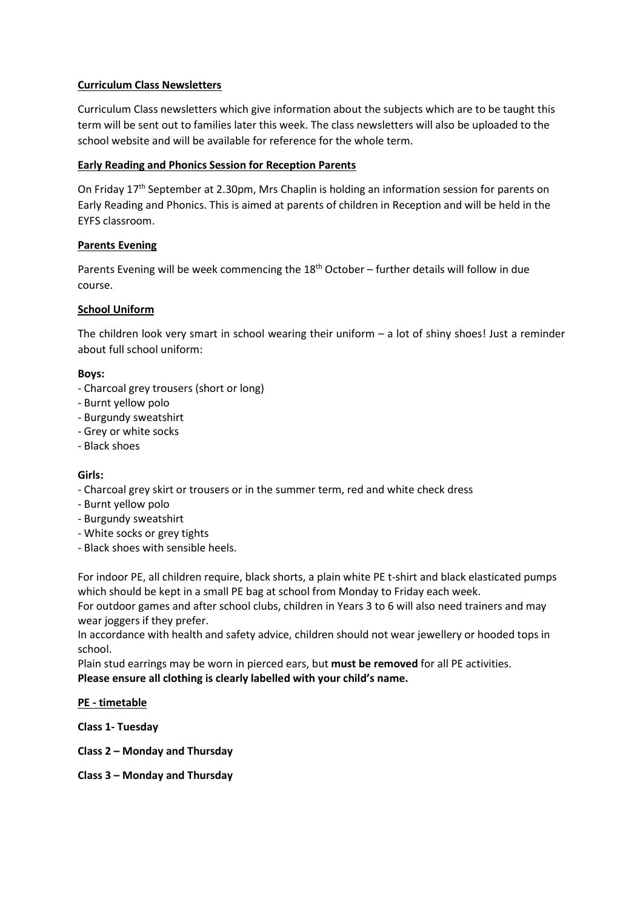## Curriculum Class Newsletters

Curriculum Class newsletters which give information about the subjects which are to be taught this term will be sent out to families later this week. The class newsletters will also be uploaded to the school website and will be available for reference for the whole term.

## Early Reading and Phonics Session for Reception Parents

On Friday 17th September at 2.30pm, Mrs Chaplin is holding an information session for parents on Early Reading and Phonics. This is aimed at parents of children in Reception and will be held in the EYFS classroom.

## Parents Evening

Parents Evening will be week commencing the 18th October – further details will follow in due course.

## School Uniform

The children look very smart in school wearing their uniform – a lot of shiny shoes! Just a reminder about full school uniform:

**Boys:**

- Charcoal grey trousers (short or long)
- Burnt yellow polo
- Burgundy sweatshirt
- Grey or white socks
- Black shoes

**Girls:**

- Charcoal grey skirt or trousers or in the summer term, red and white check dress
- Burnt yellow polo
- Burgundy sweatshirt
- White socks or grey tights
- Black shoes with sensible heels.

For indoor PE, all children require, black shorts, a plain white PE t-shirt and black elasticated pumps which should be kept in a small PE bag at school from Monday to Friday each week.
For outdoor games and after school clubs, children in Years 3 to 6 will also need trainers and may wear joggers if they prefer.
In accordance with health and safety advice, children should not wear jewellery or hooded tops in school.
Plain stud earrings may be worn in pierced ears, but **must be removed** for all PE activities.
**Please ensure all clothing is clearly labelled with your child's name.**

## PE - timetable

**Class 1- Tuesday**

**Class 2 – Monday and Thursday**

**Class 3 – Monday and Thursday**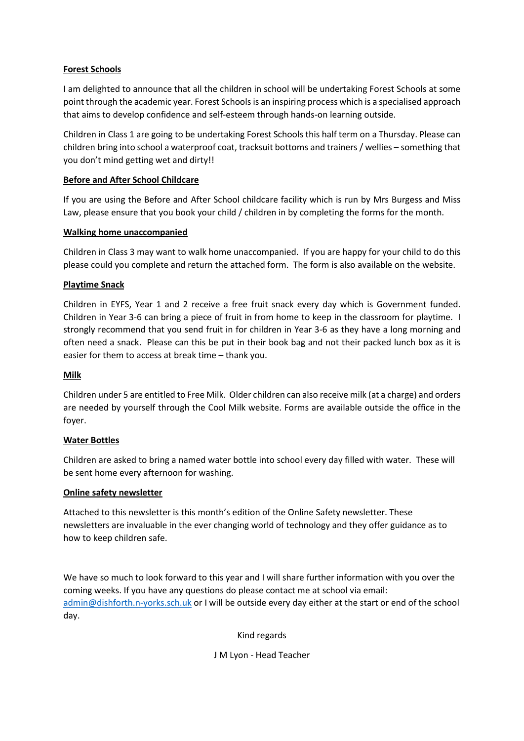**Forest Schools**

I am delighted to announce that all the children in school will be undertaking Forest Schools at some point through the academic year. Forest Schools is an inspiring process which is a specialised approach that aims to develop confidence and self-esteem through hands-on learning outside.

Children in Class 1 are going to be undertaking Forest Schools this half term on a Thursday. Please can children bring into school a waterproof coat, tracksuit bottoms and trainers / wellies – something that you don't mind getting wet and dirty!!

**Before and After School Childcare**

If you are using the Before and After School childcare facility which is run by Mrs Burgess and Miss Law, please ensure that you book your child / children in by completing the forms for the month.

**Walking home unaccompanied**

Children in Class 3 may want to walk home unaccompanied. If you are happy for your child to do this please could you complete and return the attached form. The form is also available on the website.

**Playtime Snack**

Children in EYFS, Year 1 and 2 receive a free fruit snack every day which is Government funded. Children in Year 3-6 can bring a piece of fruit in from home to keep in the classroom for playtime. I strongly recommend that you send fruit in for children in Year 3-6 as they have a long morning and often need a snack. Please can this be put in their book bag and not their packed lunch box as it is easier for them to access at break time – thank you.

**Milk**

Children under 5 are entitled to Free Milk. Older children can also receive milk (at a charge) and orders are needed by yourself through the Cool Milk website. Forms are available outside the office in the foyer.

**Water Bottles**

Children are asked to bring a named water bottle into school every day filled with water. These will be sent home every afternoon for washing.

**Online safety newsletter**

Attached to this newsletter is this month's edition of the Online Safety newsletter. These newsletters are invaluable in the ever changing world of technology and they offer guidance as to how to keep children safe.

We have so much to look forward to this year and I will share further information with you over the coming weeks. If you have any questions do please contact me at school via email: admin@dishforth.n-yorks.sch.uk or I will be outside every day either at the start or end of the school day.

Kind regards

J M Lyon - Head Teacher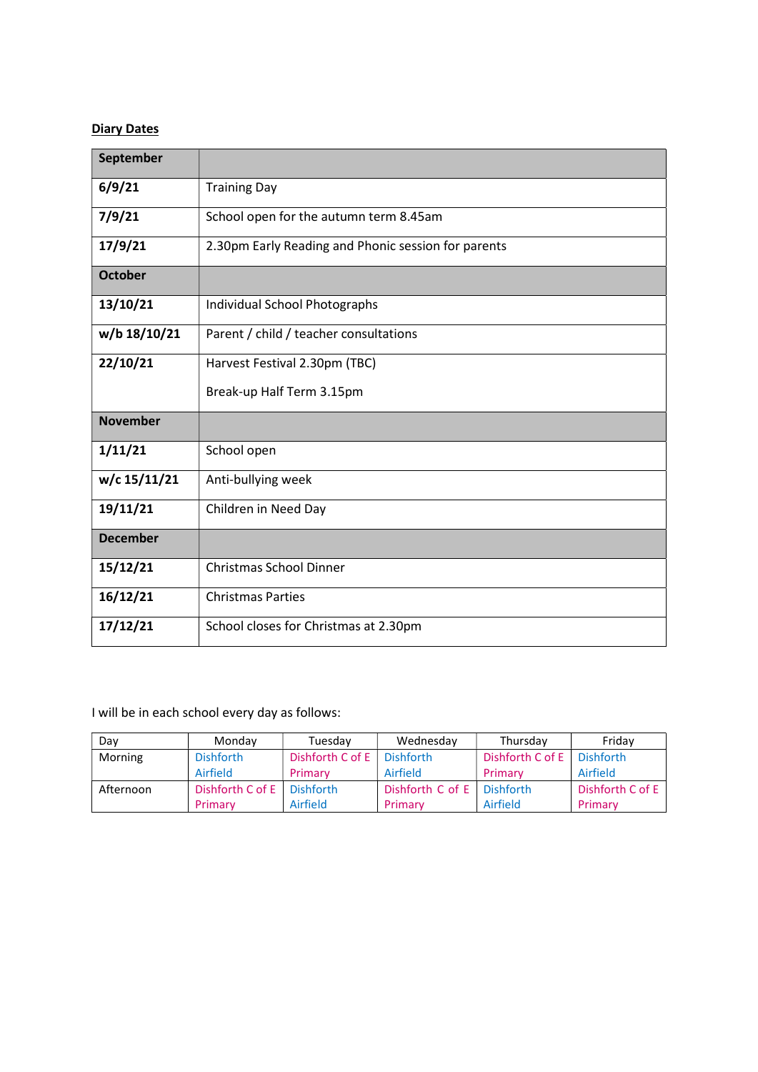**Diary Dates**

| **September** | |
|---|---|
| **6/9/21** | Training Day |
| **7/9/21** | School open for the autumn term 8.45am |
| **17/9/21** | 2.30pm Early Reading and Phonic session for parents |
| **October** | |
| **13/10/21** | Individual School Photographs |
| **w/b 18/10/21** | Parent / child / teacher consultations |
| **22/10/21** | Harvest Festival 2.30pm (TBC)<br><br>Break-up Half Term 3.15pm |
| **November** | |
| **1/11/21** | School open |
| **w/c 15/11/21** | Anti-bullying week |
| **19/11/21** | Children in Need Day |
| **December** | |
| **15/12/21** | Christmas School Dinner |
| **16/12/21** | Christmas Parties |
| **17/12/21** | School closes for Christmas at 2.30pm |

I will be in each school every day as follows:

| Day | Monday | Tuesday | Wednesday | Thursday | Friday |
|---|---|---|---|---|---|
| Morning | Dishforth Airfield | Dishforth C of E Primary | Dishforth Airfield | Dishforth C of E Primary | Dishforth Airfield |
| Afternoon | Dishforth C of E Primary | Dishforth Airfield | Dishforth C of E Primary | Dishforth Airfield | Dishforth C of E Primary |